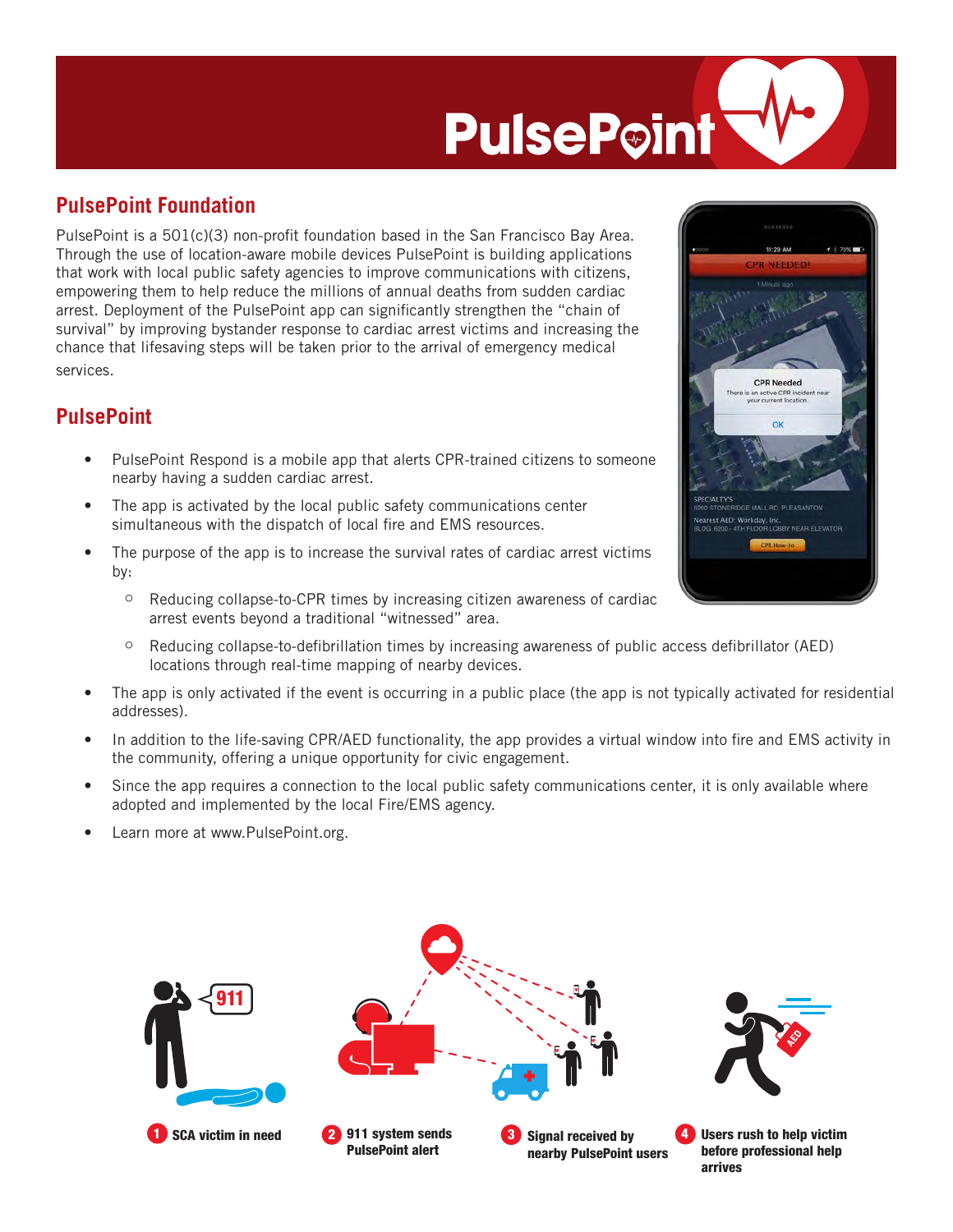# PulsePoint

## PulsePoint Foundation

PulsePoint is a 501(c)(3) non-profit foundation based in the San Francisco Bay Area. Through the use of location-aware mobile devices PulsePoint is building applications that work with local public safety agencies to improve communications with citizens, empowering them to help reduce the millions of annual deaths from sudden cardiac arrest. Deployment of the PulsePoint app can significantly strengthen the "chain of survival" by improving bystander response to cardiac arrest victims and increasing the chance that lifesaving steps will be taken prior to the arrival of emergency medical services.

## PulsePoint

- PulsePoint Respond is a mobile app that alerts CPR-trained citizens to someone nearby having a sudden cardiac arrest.
- The app is activated by the local public safety communications center simultaneous with the dispatch of local fire and EMS resources.
- The purpose of the app is to increase the survival rates of cardiac arrest victims by:
  - Reducing collapse-to-CPR times by increasing citizen awareness of cardiac arrest events beyond a traditional "witnessed" area.
  - Reducing collapse-to-defibrillation times by increasing awareness of public access defibrillator (AED) locations through real-time mapping of nearby devices.
- The app is only activated if the event is occurring in a public place (the app is not typically activated for residential addresses).
- In addition to the life-saving CPR/AED functionality, the app provides a virtual window into fire and EMS activity in the community, offering a unique opportunity for civic engagement.
- Since the app requires a connection to the local public safety communications center, it is only available where adopted and implemented by the local Fire/EMS agency.
- Learn more at www.PulsePoint.org.

1. SCA victim in need
2. 911 system sends PulsePoint alert
3. Signal received by nearby PulsePoint users
4. Users rush to help victim before professional help arrives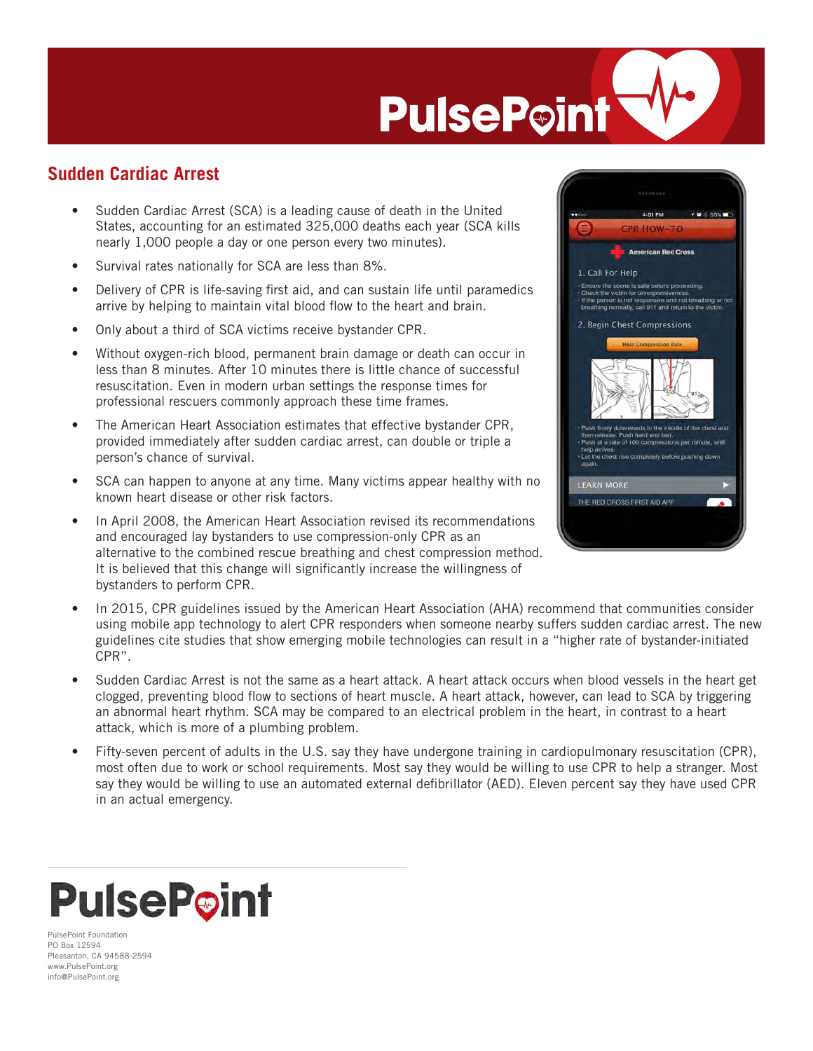## Sudden Cardiac Arrest

- Sudden Cardiac Arrest (SCA) is a leading cause of death in the United States, accounting for an estimated 325,000 deaths each year (SCA kills nearly 1,000 people a day or one person every two minutes).
- Survival rates nationally for SCA are less than 8%.
- Delivery of CPR is life-saving first aid, and can sustain life until paramedics arrive by helping to maintain vital blood flow to the heart and brain.
- Only about a third of SCA victims receive bystander CPR.
- Without oxygen-rich blood, permanent brain damage or death can occur in less than 8 minutes. After 10 minutes there is little chance of successful resuscitation. Even in modern urban settings the response times for professional rescuers commonly approach these time frames.
- The American Heart Association estimates that effective bystander CPR, provided immediately after sudden cardiac arrest, can double or triple a person's chance of survival.
- SCA can happen to anyone at any time. Many victims appear healthy with no known heart disease or other risk factors.
- In April 2008, the American Heart Association revised its recommendations and encouraged lay bystanders to use compression-only CPR as an alternative to the combined rescue breathing and chest compression method. It is believed that this change will significantly increase the willingness of bystanders to perform CPR.
- In 2015, CPR guidelines issued by the American Heart Association (AHA) recommend that communities consider using mobile app technology to alert CPR responders when someone nearby suffers sudden cardiac arrest. The new guidelines cite studies that show emerging mobile technologies can result in a "higher rate of bystander-initiated CPR".
- Sudden Cardiac Arrest is not the same as a heart attack. A heart attack occurs when blood vessels in the heart get clogged, preventing blood flow to sections of heart muscle. A heart attack, however, can lead to SCA by triggering an abnormal heart rhythm. SCA may be compared to an electrical problem in the heart, in contrast to a heart attack, which is more of a plumbing problem.
- Fifty-seven percent of adults in the U.S. say they have undergone training in cardiopulmonary resuscitation (CPR), most often due to work or school requirements. Most say they would be willing to use CPR to help a stranger. Most say they would be willing to use an automated external defibrillator (AED). Eleven percent say they have used CPR in an actual emergency.

PulsePoint

PulsePoint Foundation
PO Box 12594
Pleasanton, CA 94588-2594
www.PulsePoint.org
info@PulsePoint.org